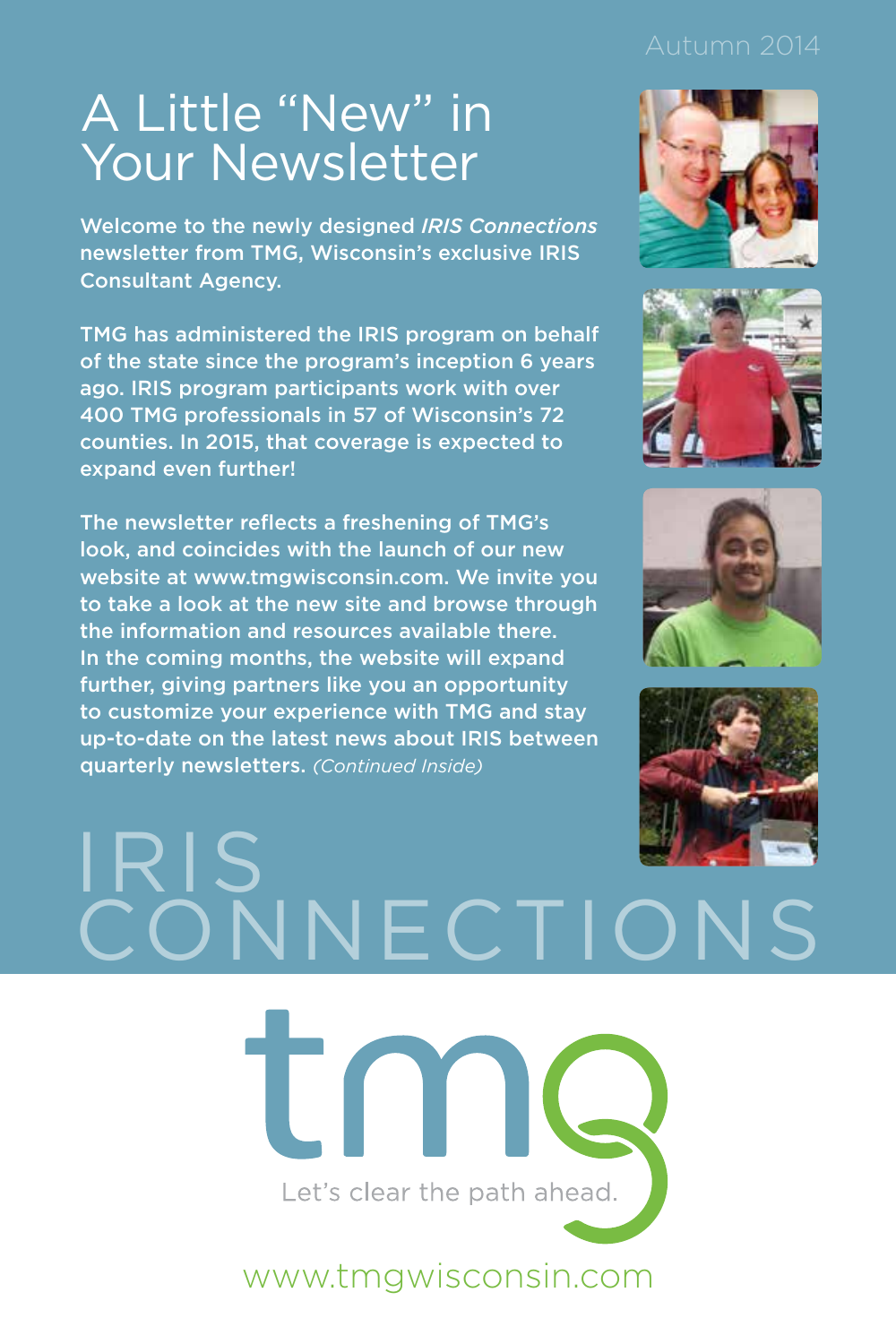Autumn 2014

# A Little "New" in Your Newsletter

Welcome to the newly designed *IRIS Connections* newsletter from TMG, Wisconsin's exclusive IRIS Consultant Agency.

TMG has administered the IRIS program on behalf of the state since the program's inception 6 years ago. IRIS program participants work with over 400 TMG professionals in 57 of Wisconsin's 72 counties. In 2015, that coverage is expected to expand even further!

The newsletter reflects a freshening of TMG's look, and coincides with the launch of our new website at www.tmgwisconsin.com. We invite you to take a look at the new site and browse through the information and resources available there. In the coming months, the website will expand further, giving partners like you an opportunity to customize your experience with TMG and stay up-to-date on the latest news about IRIS between quarterly newsletters. *(Continued Inside)*

# IRIS CONNECTIONS

tmg

Let's clear the path ahead.

www.tmgwisconsin.com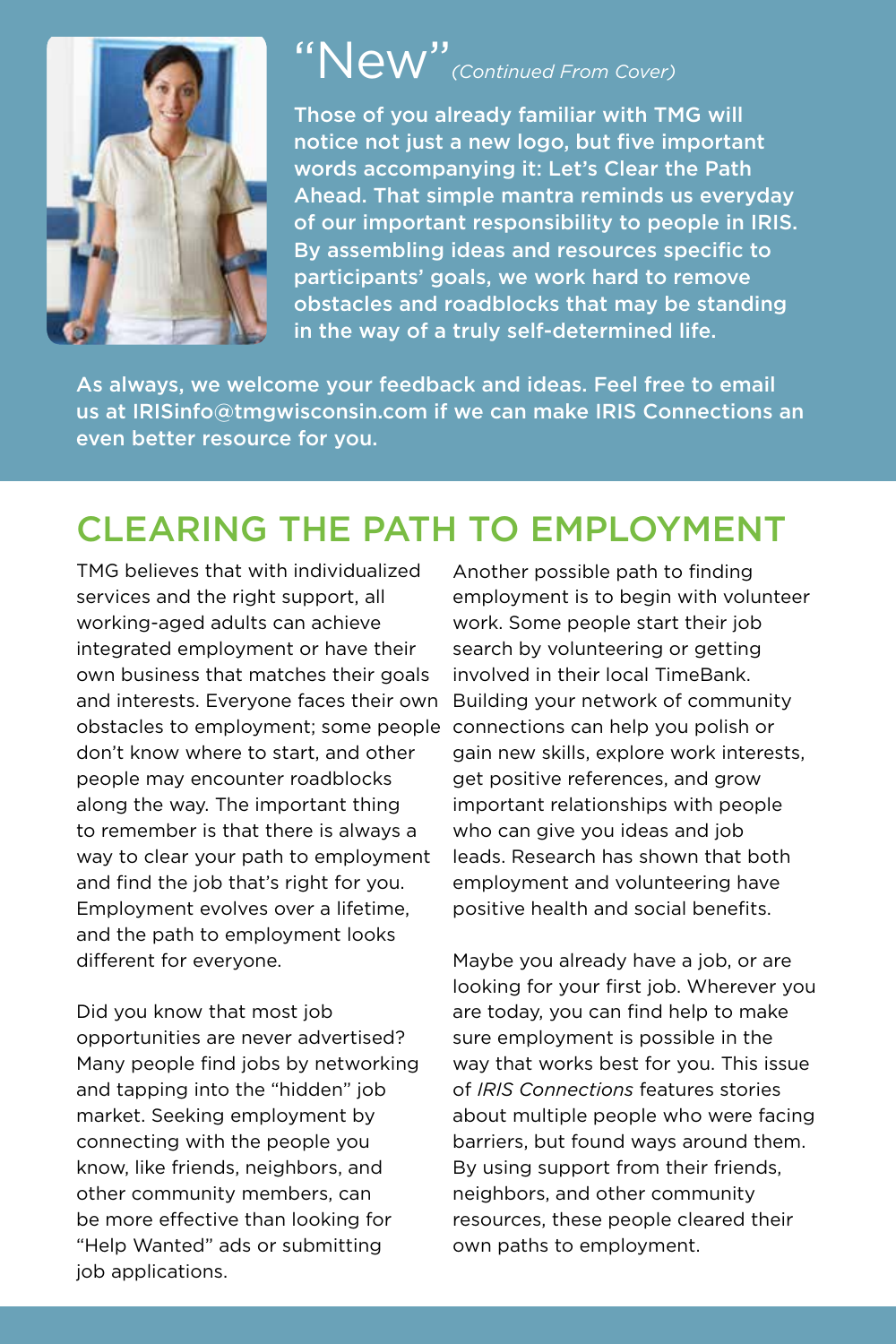## "New" *(Continued From Cover)*

**Those of you already familiar with TMG will notice not just a new logo, but five important words accompanying it: Let's Clear the Path Ahead. That simple mantra reminds us everyday of our important responsibility to people in IRIS. By assembling ideas and resources specific to participants' goals, we work hard to remove obstacles and roadblocks that may be standing in the way of a truly self-determined life.**

**As always, we welcome your feedback and ideas. Feel free to email us at IRISinfo@tmgwisconsin.com if we can make IRIS Connections an even better resource for you.**

# CLEARING THE PATH TO EMPLOYMENT

TMG believes that with individualized services and the right support, all working-aged adults can achieve integrated employment or have their own business that matches their goals and interests. Everyone faces their own obstacles to employment; some people don't know where to start, and other people may encounter roadblocks along the way. The important thing to remember is that there is always a way to clear your path to employment and find the job that's right for you. Employment evolves over a lifetime, and the path to employment looks different for everyone.

Did you know that most job opportunities are never advertised? Many people find jobs by networking and tapping into the "hidden" job market. Seeking employment by connecting with the people you know, like friends, neighbors, and other community members, can be more effective than looking for "Help Wanted" ads or submitting job applications.

Another possible path to finding employment is to begin with volunteer work. Some people start their job search by volunteering or getting involved in their local TimeBank. Building your network of community connections can help you polish or gain new skills, explore work interests, get positive references, and grow important relationships with people who can give you ideas and job leads. Research has shown that both employment and volunteering have positive health and social benefits.

Maybe you already have a job, or are looking for your first job. Wherever you are today, you can find help to make sure employment is possible in the way that works best for you. This issue of *IRIS Connections* features stories about multiple people who were facing barriers, but found ways around them. By using support from their friends, neighbors, and other community resources, these people cleared their own paths to employment.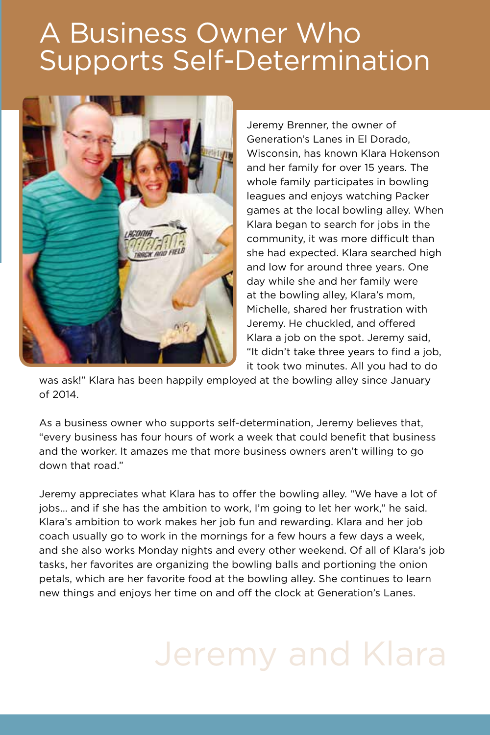# A Business Owner Who Supports Self-Determination

Jeremy Brenner, the owner of Generation's Lanes in El Dorado, Wisconsin, has known Klara Hokenson and her family for over 15 years. The whole family participates in bowling leagues and enjoys watching Packer games at the local bowling alley. When Klara began to search for jobs in the community, it was more difficult than she had expected. Klara searched high and low for around three years. One day while she and her family were at the bowling alley, Klara's mom, Michelle, shared her frustration with Jeremy. He chuckled, and offered Klara a job on the spot. Jeremy said, "It didn't take three years to find a job, it took two minutes. All you had to do was ask!" Klara has been happily employed at the bowling alley since January of 2014.

As a business owner who supports self-determination, Jeremy believes that, "every business has four hours of work a week that could benefit that business and the worker. It amazes me that more business owners aren't willing to go down that road."

Jeremy appreciates what Klara has to offer the bowling alley. "We have a lot of jobs... and if she has the ambition to work, I'm going to let her work," he said. Klara's ambition to work makes her job fun and rewarding. Klara and her job coach usually go to work in the mornings for a few hours a few days a week, and she also works Monday nights and every other weekend. Of all of Klara's job tasks, her favorites are organizing the bowling balls and portioning the onion petals, which are her favorite food at the bowling alley. She continues to learn new things and enjoys her time on and off the clock at Generation's Lanes.

Jeremy and Klara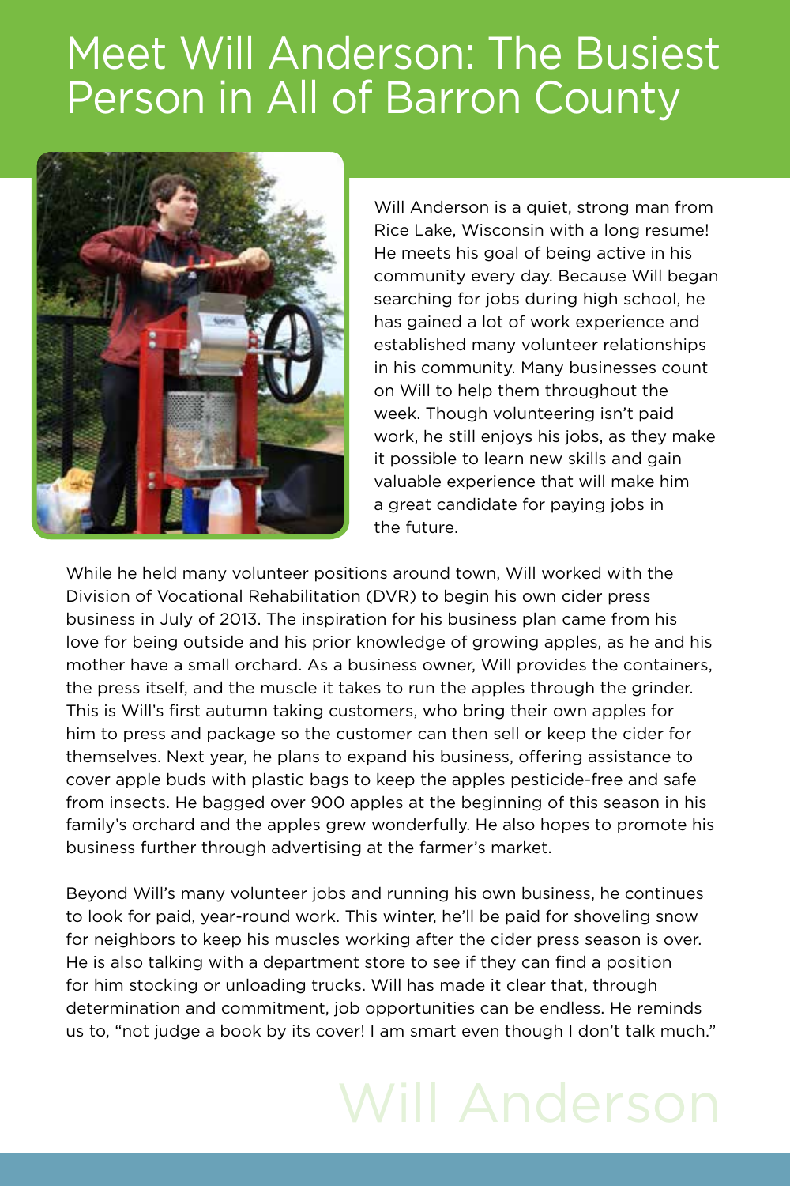# Meet Will Anderson: The Busiest Person in All of Barron County

Will Anderson is a quiet, strong man from Rice Lake, Wisconsin with a long resume! He meets his goal of being active in his community every day. Because Will began searching for jobs during high school, he has gained a lot of work experience and established many volunteer relationships in his community. Many businesses count on Will to help them throughout the week. Though volunteering isn't paid work, he still enjoys his jobs, as they make it possible to learn new skills and gain valuable experience that will make him a great candidate for paying jobs in the future.

While he held many volunteer positions around town, Will worked with the Division of Vocational Rehabilitation (DVR) to begin his own cider press business in July of 2013. The inspiration for his business plan came from his love for being outside and his prior knowledge of growing apples, as he and his mother have a small orchard. As a business owner, Will provides the containers, the press itself, and the muscle it takes to run the apples through the grinder. This is Will's first autumn taking customers, who bring their own apples for him to press and package so the customer can then sell or keep the cider for themselves. Next year, he plans to expand his business, offering assistance to cover apple buds with plastic bags to keep the apples pesticide-free and safe from insects. He bagged over 900 apples at the beginning of this season in his family's orchard and the apples grew wonderfully. He also hopes to promote his business further through advertising at the farmer's market.

Beyond Will's many volunteer jobs and running his own business, he continues to look for paid, year-round work. This winter, he'll be paid for shoveling snow for neighbors to keep his muscles working after the cider press season is over. He is also talking with a department store to see if they can find a position for him stocking or unloading trucks. Will has made it clear that, through determination and commitment, job opportunities can be endless. He reminds us to, "not judge a book by its cover! I am smart even though I don't talk much."

Will Anderson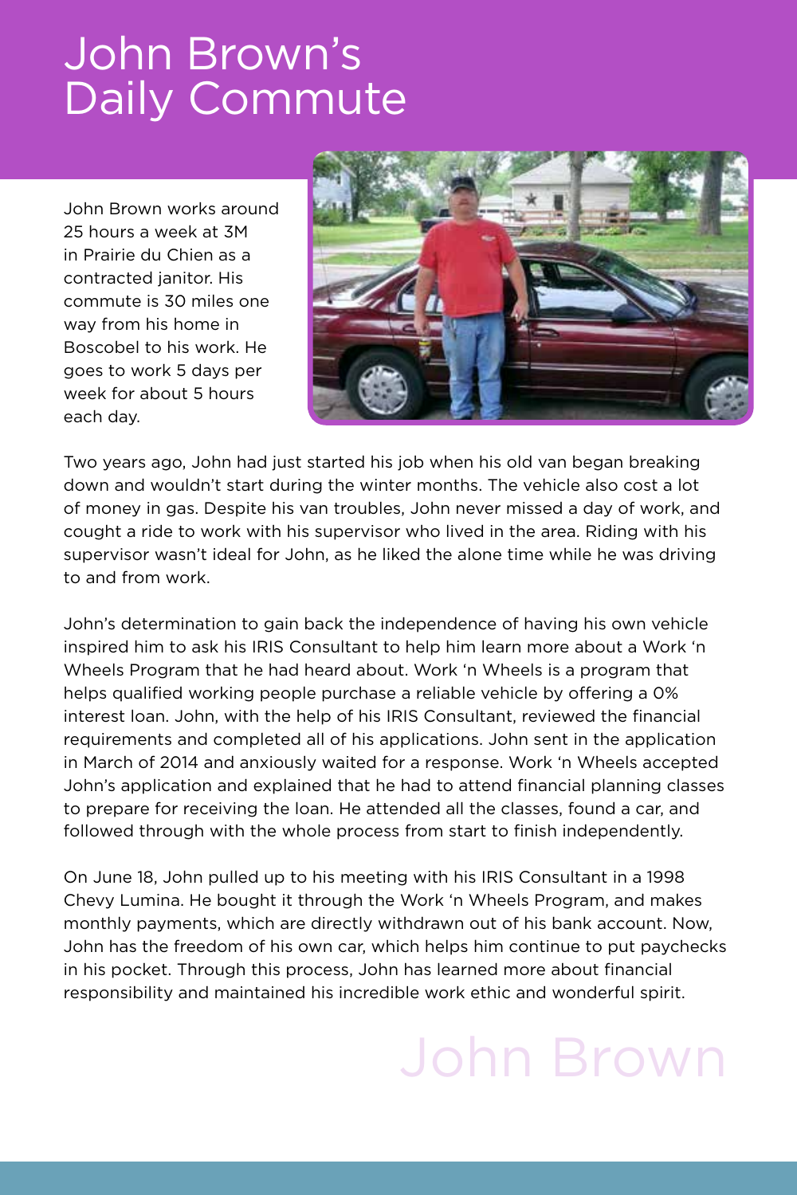# John Brown's Daily Commute

John Brown works around 25 hours a week at 3M in Prairie du Chien as a contracted janitor. His commute is 30 miles one way from his home in Boscobel to his work. He goes to work 5 days per week for about 5 hours each day.

Two years ago, John had just started his job when his old van began breaking down and wouldn't start during the winter months. The vehicle also cost a lot of money in gas. Despite his van troubles, John never missed a day of work, and cought a ride to work with his supervisor who lived in the area. Riding with his supervisor wasn't ideal for John, as he liked the alone time while he was driving to and from work.

John's determination to gain back the independence of having his own vehicle inspired him to ask his IRIS Consultant to help him learn more about a Work 'n Wheels Program that he had heard about. Work 'n Wheels is a program that helps qualified working people purchase a reliable vehicle by offering a 0% interest loan. John, with the help of his IRIS Consultant, reviewed the financial requirements and completed all of his applications. John sent in the application in March of 2014 and anxiously waited for a response. Work 'n Wheels accepted John's application and explained that he had to attend financial planning classes to prepare for receiving the loan. He attended all the classes, found a car, and followed through with the whole process from start to finish independently.

On June 18, John pulled up to his meeting with his IRIS Consultant in a 1998 Chevy Lumina. He bought it through the Work 'n Wheels Program, and makes monthly payments, which are directly withdrawn out of his bank account. Now, John has the freedom of his own car, which helps him continue to put paychecks in his pocket. Through this process, John has learned more about financial responsibility and maintained his incredible work ethic and wonderful spirit.

John Brown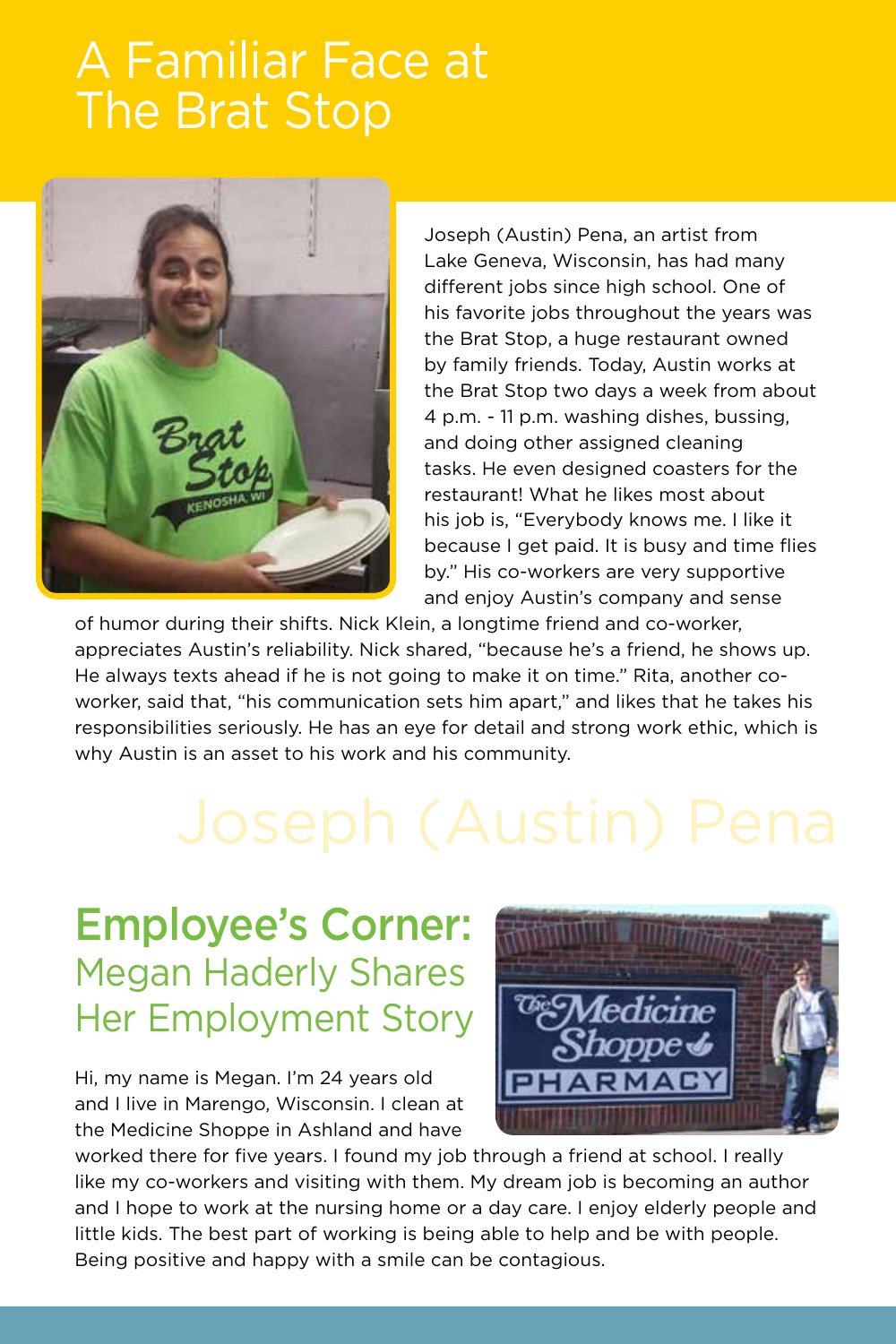# A Familiar Face at The Brat Stop

Joseph (Austin) Pena, an artist from Lake Geneva, Wisconsin, has had many different jobs since high school. One of his favorite jobs throughout the years was the Brat Stop, a huge restaurant owned by family friends. Today, Austin works at the Brat Stop two days a week from about 4 p.m. - 11 p.m. washing dishes, bussing, and doing other assigned cleaning tasks. He even designed coasters for the restaurant! What he likes most about his job is, "Everybody knows me. I like it because I get paid. It is busy and time flies by." His co-workers are very supportive and enjoy Austin's company and sense of humor during their shifts. Nick Klein, a longtime friend and co-worker, appreciates Austin's reliability. Nick shared, "because he's a friend, he shows up. He always texts ahead if he is not going to make it on time." Rita, another co-worker, said that, "his communication sets him apart," and likes that he takes his responsibilities seriously. He has an eye for detail and strong work ethic, which is why Austin is an asset to his work and his community.

Joseph (Austin) Pena

## Employee's Corner: Megan Haderly Shares Her Employment Story

Hi, my name is Megan. I'm 24 years old and I live in Marengo, Wisconsin. I clean at the Medicine Shoppe in Ashland and have worked there for five years. I found my job through a friend at school. I really like my co-workers and visiting with them. My dream job is becoming an author and I hope to work at the nursing home or a day care. I enjoy elderly people and little kids. The best part of working is being able to help and be with people. Being positive and happy with a smile can be contagious.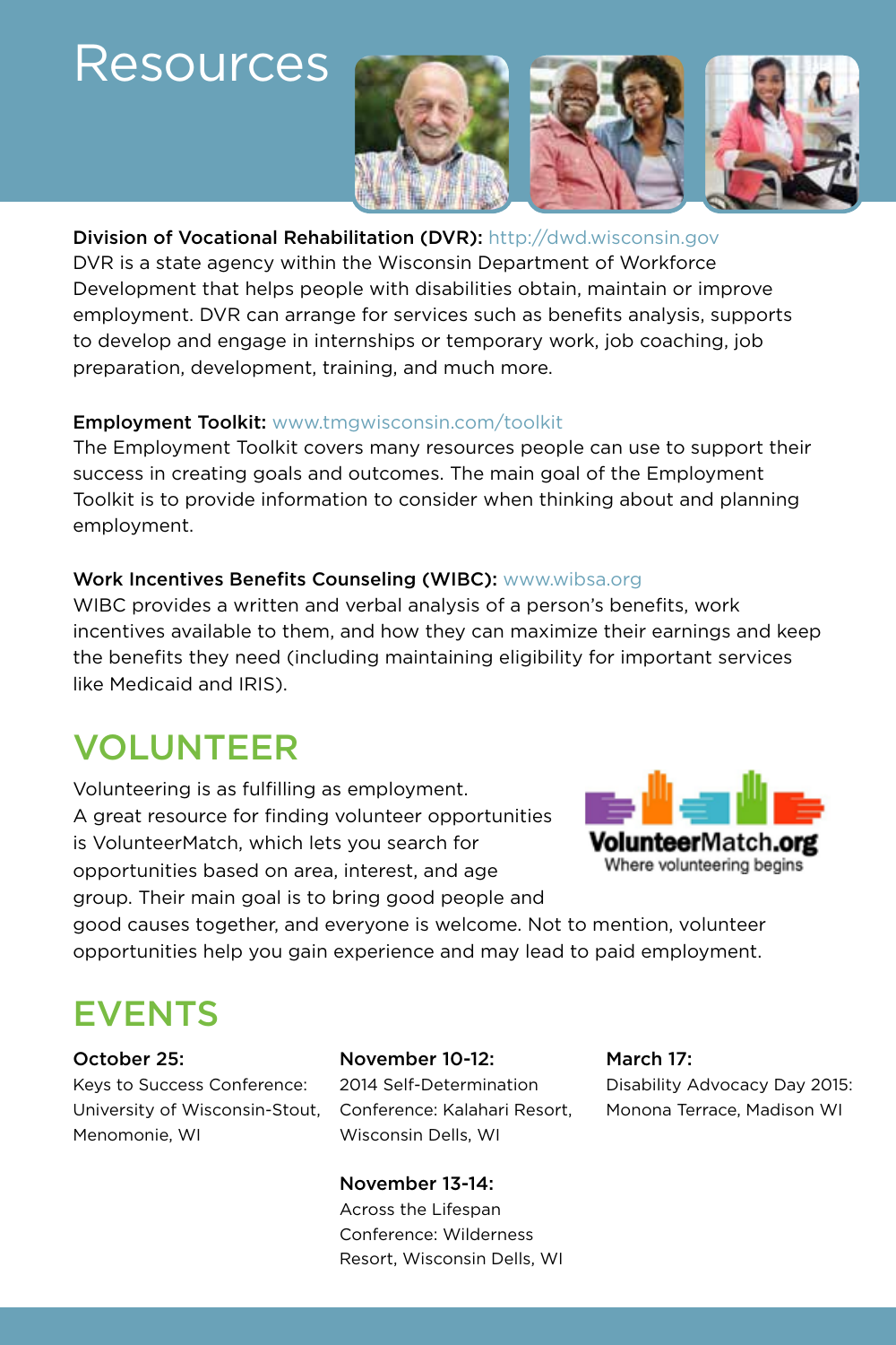# Resources

**Division of Vocational Rehabilitation (DVR):** http://dwd.wisconsin.gov
DVR is a state agency within the Wisconsin Department of Workforce Development that helps people with disabilities obtain, maintain or improve employment. DVR can arrange for services such as benefits analysis, supports to develop and engage in internships or temporary work, job coaching, job preparation, development, training, and much more.

**Employment Toolkit:** www.tmgwisconsin.com/toolkit
The Employment Toolkit covers many resources people can use to support their success in creating goals and outcomes. The main goal of the Employment Toolkit is to provide information to consider when thinking about and planning employment.

**Work Incentives Benefits Counseling (WIBC):** www.wibsa.org
WIBC provides a written and verbal analysis of a person's benefits, work incentives available to them, and how they can maximize their earnings and keep the benefits they need (including maintaining eligibility for important services like Medicaid and IRIS).

## VOLUNTEER

Volunteering is as fulfilling as employment. A great resource for finding volunteer opportunities is VolunteerMatch, which lets you search for opportunities based on area, interest, and age group. Their main goal is to bring good people and good causes together, and everyone is welcome. Not to mention, volunteer opportunities help you gain experience and may lead to paid employment.

VolunteerMatch.org
Where volunteering begins

## EVENTS

**October 25:**
Keys to Success Conference: University of Wisconsin-Stout, Menomonie, WI

**November 10-12:**
2014 Self-Determination Conference: Kalahari Resort, Wisconsin Dells, WI

**November 13-14:**
Across the Lifespan Conference: Wilderness Resort, Wisconsin Dells, WI

**March 17:**
Disability Advocacy Day 2015: Monona Terrace, Madison WI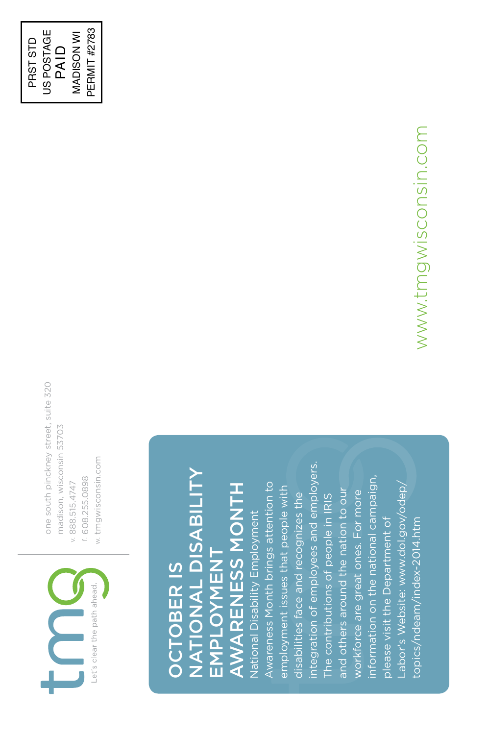tmg

Let's clear the path ahead.

one south pinckney street, suite 320
madison, wisconsin 53703
v. 888.515.4747
f. 608.255.0898
w. tmgwisconsin.com

PRST STD
US POSTAGE
PAID
MADISON WI
PERMIT #2783

# OCTOBER IS NATIONAL DISABILITY EMPLOYMENT AWARENESS MONTH

National Disability Employment Awareness Month brings attention to employment issues that people with disabilities face and recognizes the integration of employees and employers. The contributions of people in IRIS and others around the nation to our workforce are great ones. For more information on the national campaign, please visit the Department of Labor's Website: www.dol.gov/odep/topics/ndeam/index-2014.htm

www.tmgwisconsin.com